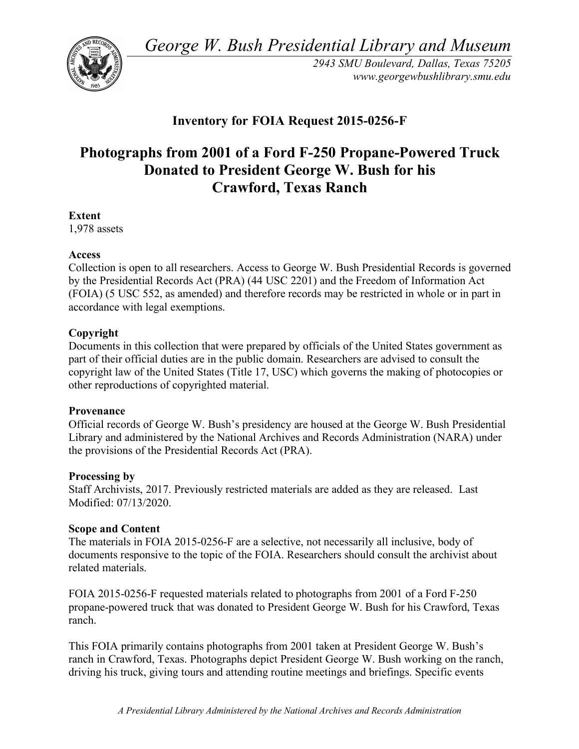*George W. Bush Presidential Library and Museum*

*2943 SMU Boulevard, Dallas, Texas 75205*
*www.georgewbushlibrary.smu.edu*

## Inventory for FOIA Request 2015-0256-F

# Photographs from 2001 of a Ford F-250 Propane-Powered Truck Donated to President George W. Bush for his Crawford, Texas Ranch

**Extent**
1,978 assets

**Access**
Collection is open to all researchers. Access to George W. Bush Presidential Records is governed by the Presidential Records Act (PRA) (44 USC 2201) and the Freedom of Information Act (FOIA) (5 USC 552, as amended) and therefore records may be restricted in whole or in part in accordance with legal exemptions.

**Copyright**
Documents in this collection that were prepared by officials of the United States government as part of their official duties are in the public domain. Researchers are advised to consult the copyright law of the United States (Title 17, USC) which governs the making of photocopies or other reproductions of copyrighted material.

**Provenance**
Official records of George W. Bush's presidency are housed at the George W. Bush Presidential Library and administered by the National Archives and Records Administration (NARA) under the provisions of the Presidential Records Act (PRA).

**Processing by**
Staff Archivists, 2017. Previously restricted materials are added as they are released. Last Modified: 07/13/2020.

**Scope and Content**
The materials in FOIA 2015-0256-F are a selective, not necessarily all inclusive, body of documents responsive to the topic of the FOIA. Researchers should consult the archivist about related materials.

FOIA 2015-0256-F requested materials related to photographs from 2001 of a Ford F-250 propane-powered truck that was donated to President George W. Bush for his Crawford, Texas ranch.

This FOIA primarily contains photographs from 2001 taken at President George W. Bush's ranch in Crawford, Texas. Photographs depict President George W. Bush working on the ranch, driving his truck, giving tours and attending routine meetings and briefings. Specific events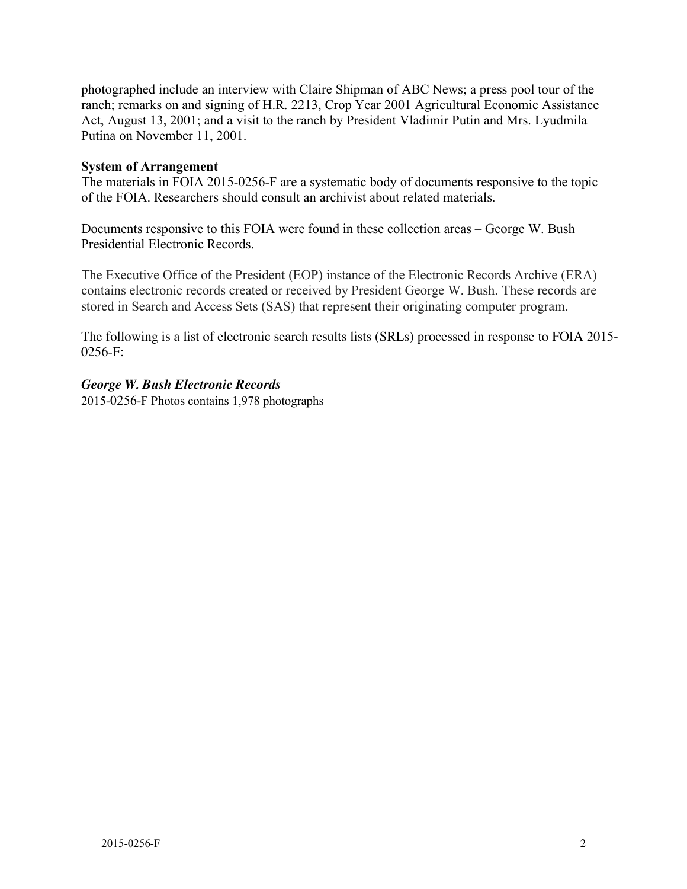photographed include an interview with Claire Shipman of ABC News; a press pool tour of the ranch; remarks on and signing of H.R. 2213, Crop Year 2001 Agricultural Economic Assistance Act, August 13, 2001; and a visit to the ranch by President Vladimir Putin and Mrs. Lyudmila Putina on November 11, 2001.

**System of Arrangement**
The materials in FOIA 2015-0256-F are a systematic body of documents responsive to the topic of the FOIA. Researchers should consult an archivist about related materials.

Documents responsive to this FOIA were found in these collection areas – George W. Bush Presidential Electronic Records.

The Executive Office of the President (EOP) instance of the Electronic Records Archive (ERA) contains electronic records created or received by President George W. Bush. These records are stored in Search and Access Sets (SAS) that represent their originating computer program.

The following is a list of electronic search results lists (SRLs) processed in response to FOIA 2015-0256-F:

***George W. Bush Electronic Records***
2015-0256-F Photos contains 1,978 photographs